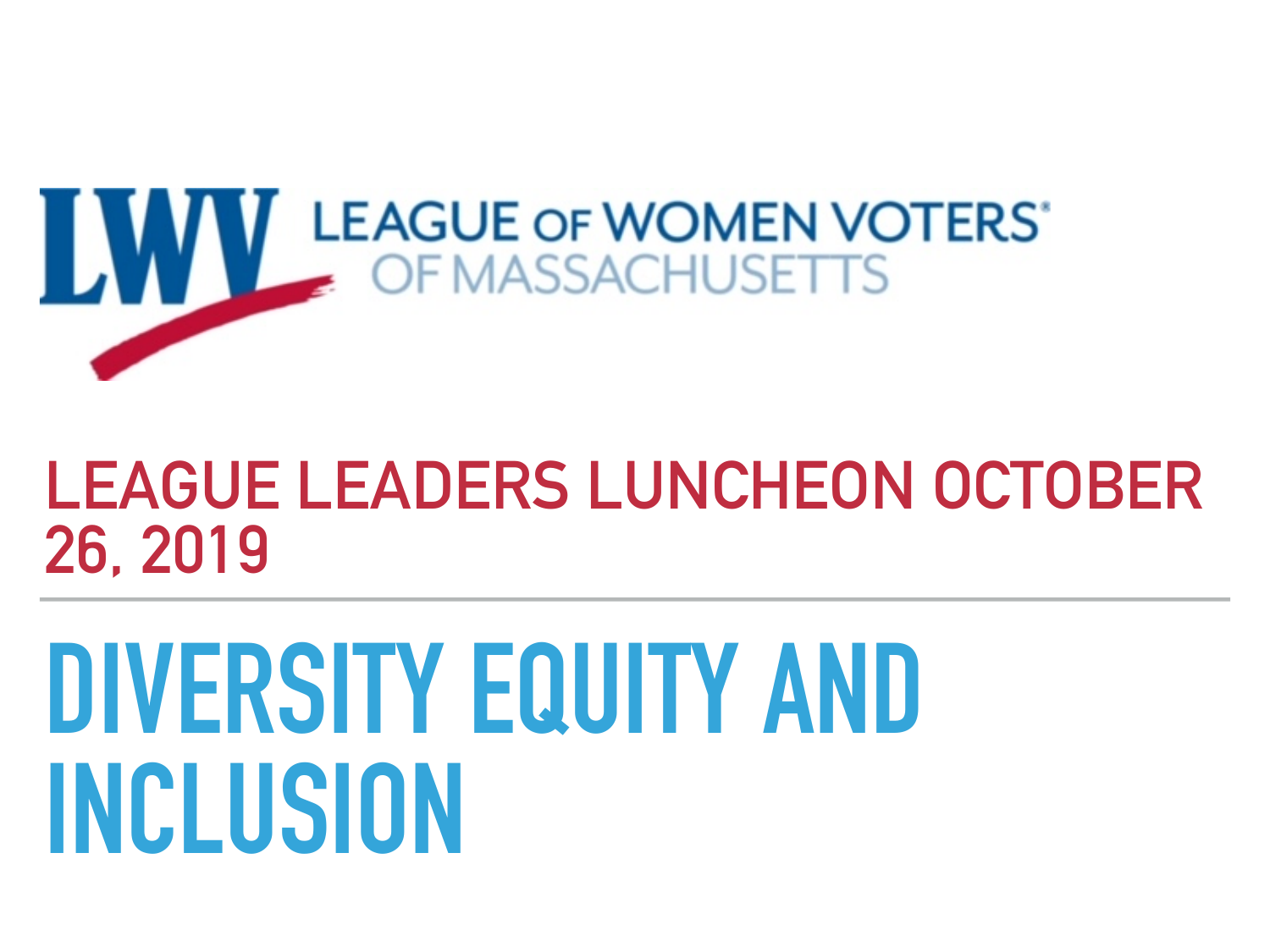LWV LEAGUE OF WOMEN VOTERS® OF MASSACHUSETTS

## LEAGUE LEADERS LUNCHEON OCTOBER 26, 2019

# DIVERSITY EQUITY AND INCLUSION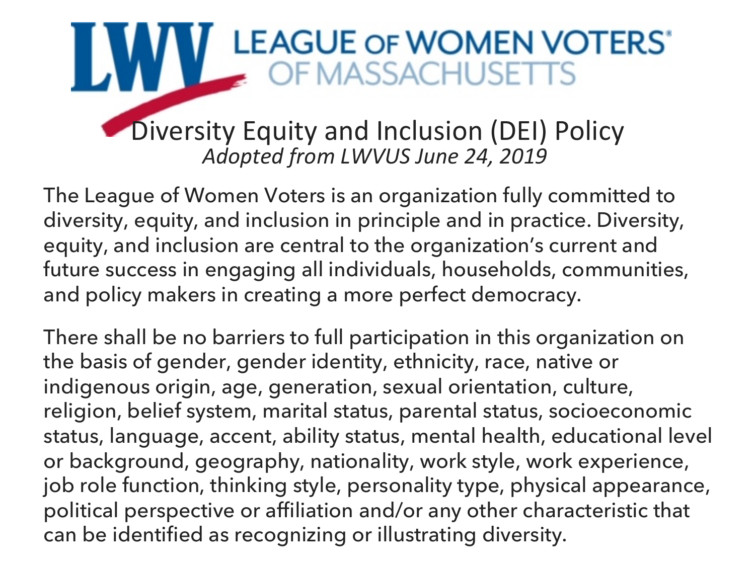LEAGUE OF WOMEN VOTERS® OF MASSACHUSETTS

# Diversity Equity and Inclusion (DEI) Policy

*Adopted from LWVUS June 24, 2019*

The League of Women Voters is an organization fully committed to diversity, equity, and inclusion in principle and in practice. Diversity, equity, and inclusion are central to the organization's current and future success in engaging all individuals, households, communities, and policy makers in creating a more perfect democracy.

There shall be no barriers to full participation in this organization on the basis of gender, gender identity, ethnicity, race, native or indigenous origin, age, generation, sexual orientation, culture, religion, belief system, marital status, parental status, socioeconomic status, language, accent, ability status, mental health, educational level or background, geography, nationality, work style, work experience, job role function, thinking style, personality type, physical appearance, political perspective or affiliation and/or any other characteristic that can be identified as recognizing or illustrating diversity.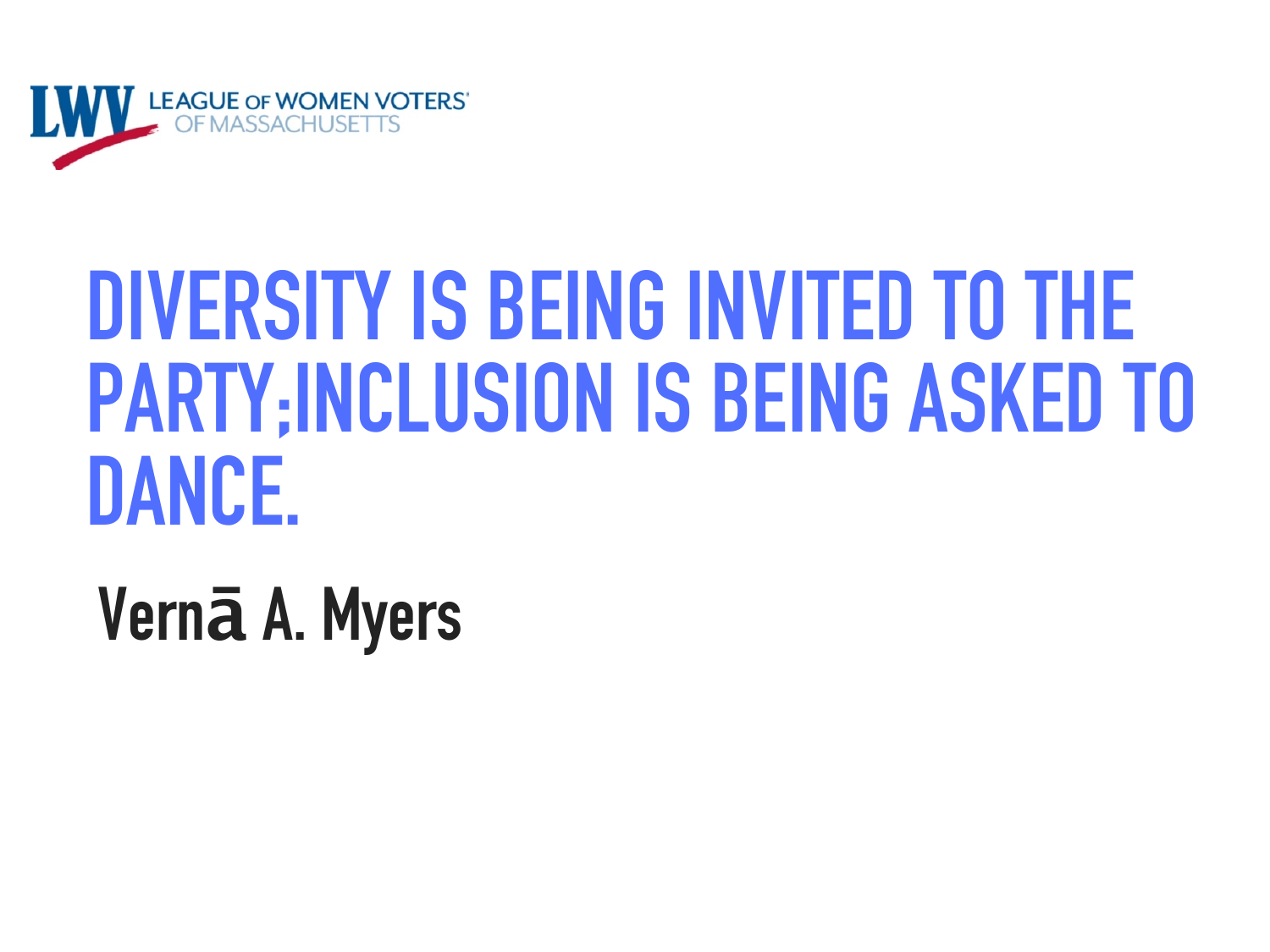LEAGUE OF WOMEN VOTERS OF MASSACHUSETTS

# DIVERSITY IS BEING INVITED TO THE PARTY;INCLUSION IS BEING ASKED TO DANCE.

**Vernā A. Myers**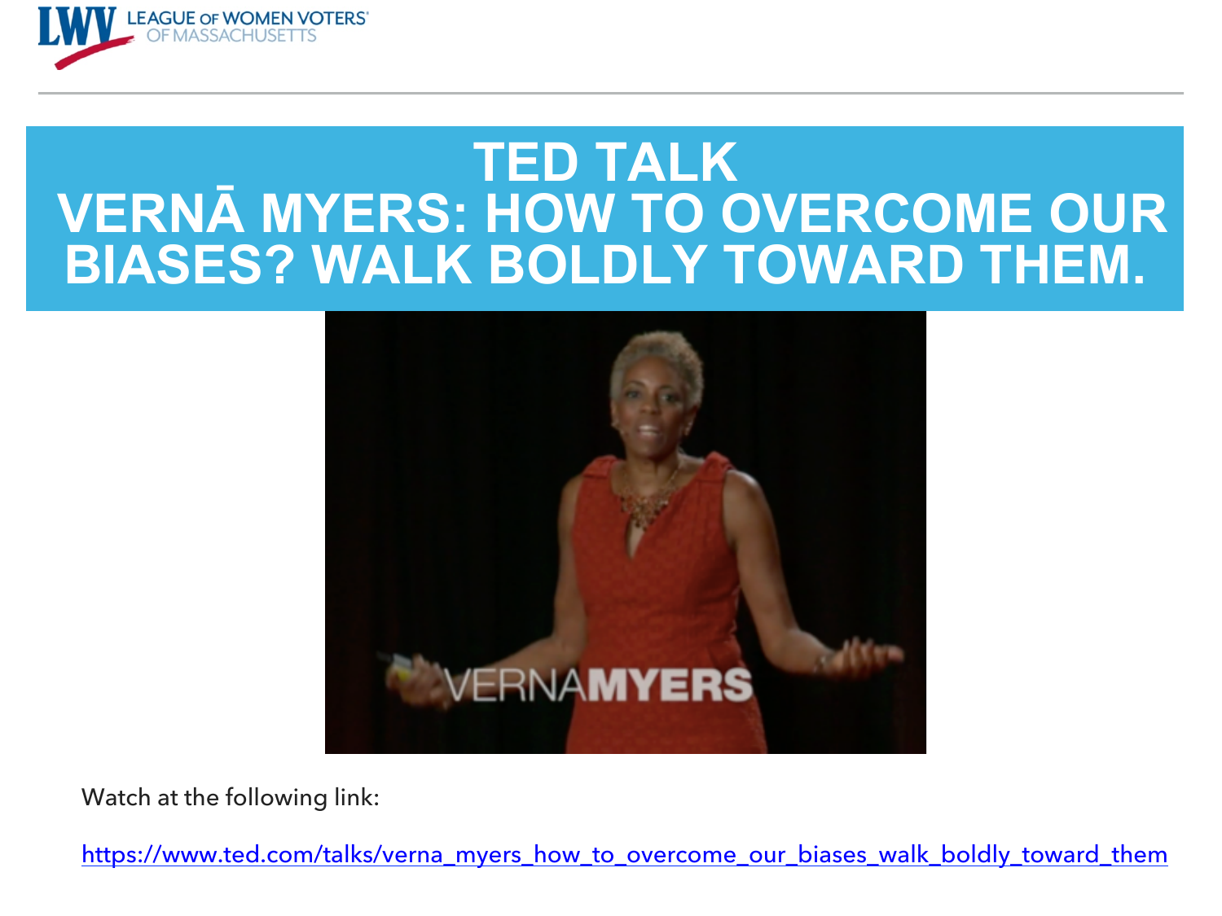# TED TALK
# VERNĀ MYERS: HOW TO OVERCOME OUR BIASES? WALK BOLDLY TOWARD THEM.

Watch at the following link:

https://www.ted.com/talks/verna_myers_how_to_overcome_our_biases_walk_boldly_toward_them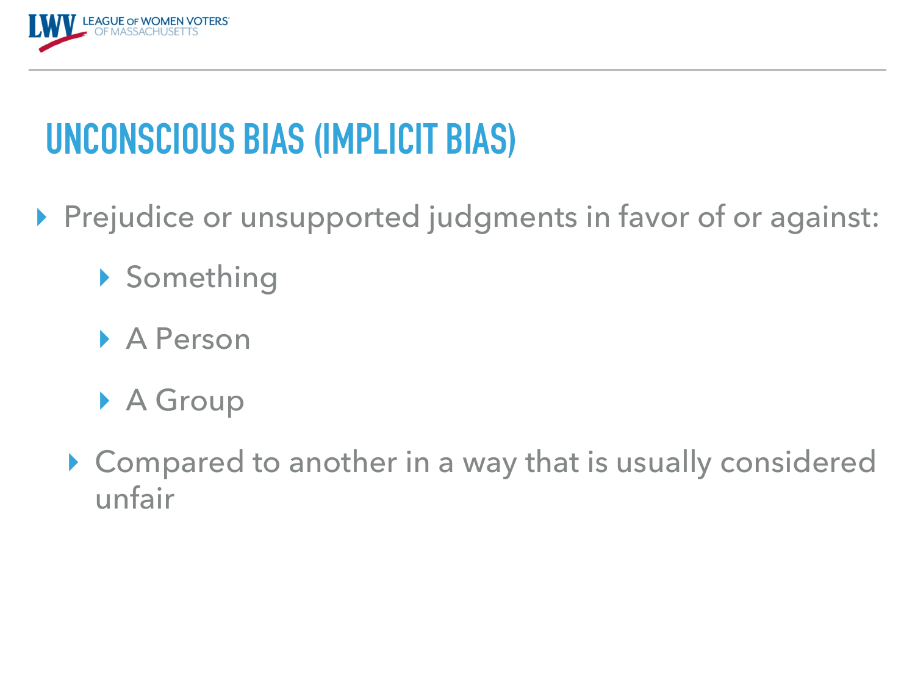# UNCONSCIOUS BIAS (IMPLICIT BIAS)

- Prejudice or unsupported judgments in favor of or against:
  - Something
  - A Person
  - A Group
- Compared to another in a way that is usually considered unfair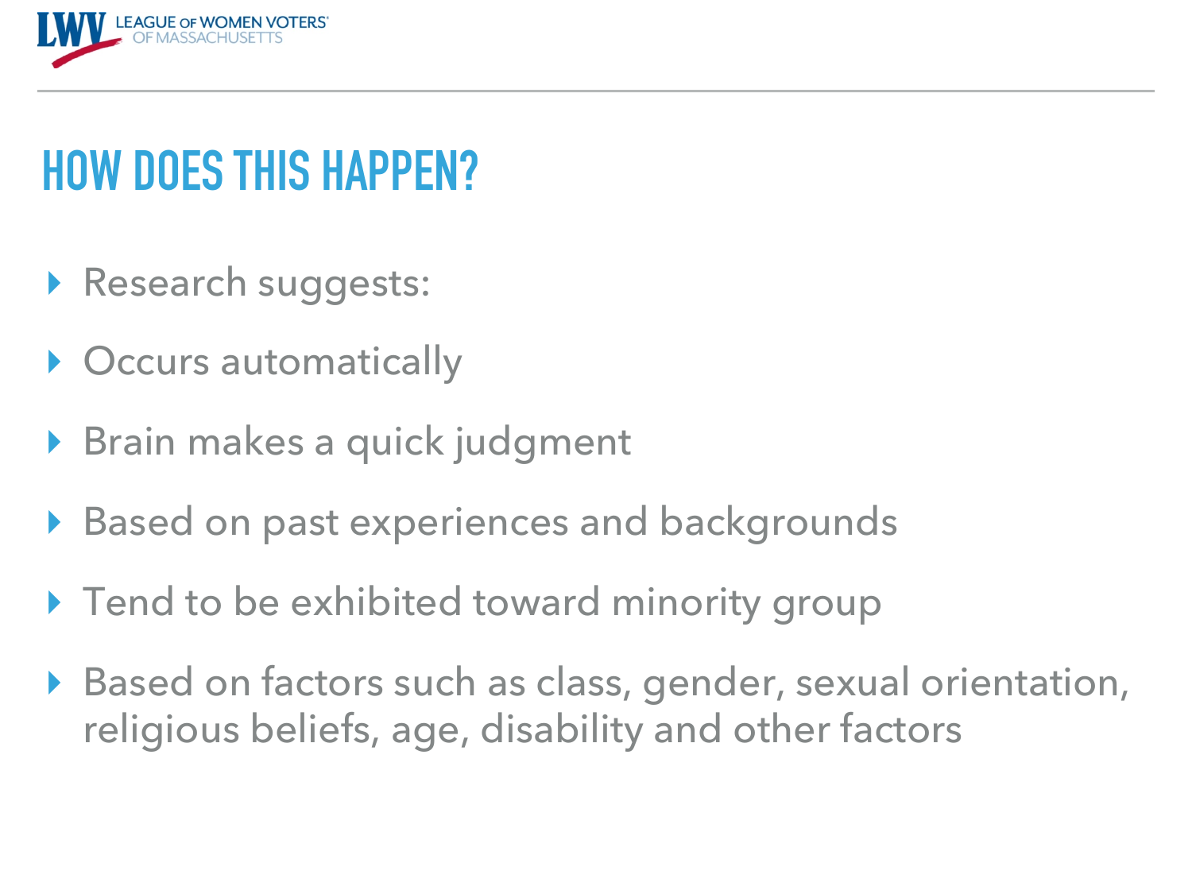# HOW DOES THIS HAPPEN?

- Research suggests:
- Occurs automatically
- Brain makes a quick judgment
- Based on past experiences and backgrounds
- Tend to be exhibited toward minority group
- Based on factors such as class, gender, sexual orientation, religious beliefs, age, disability and other factors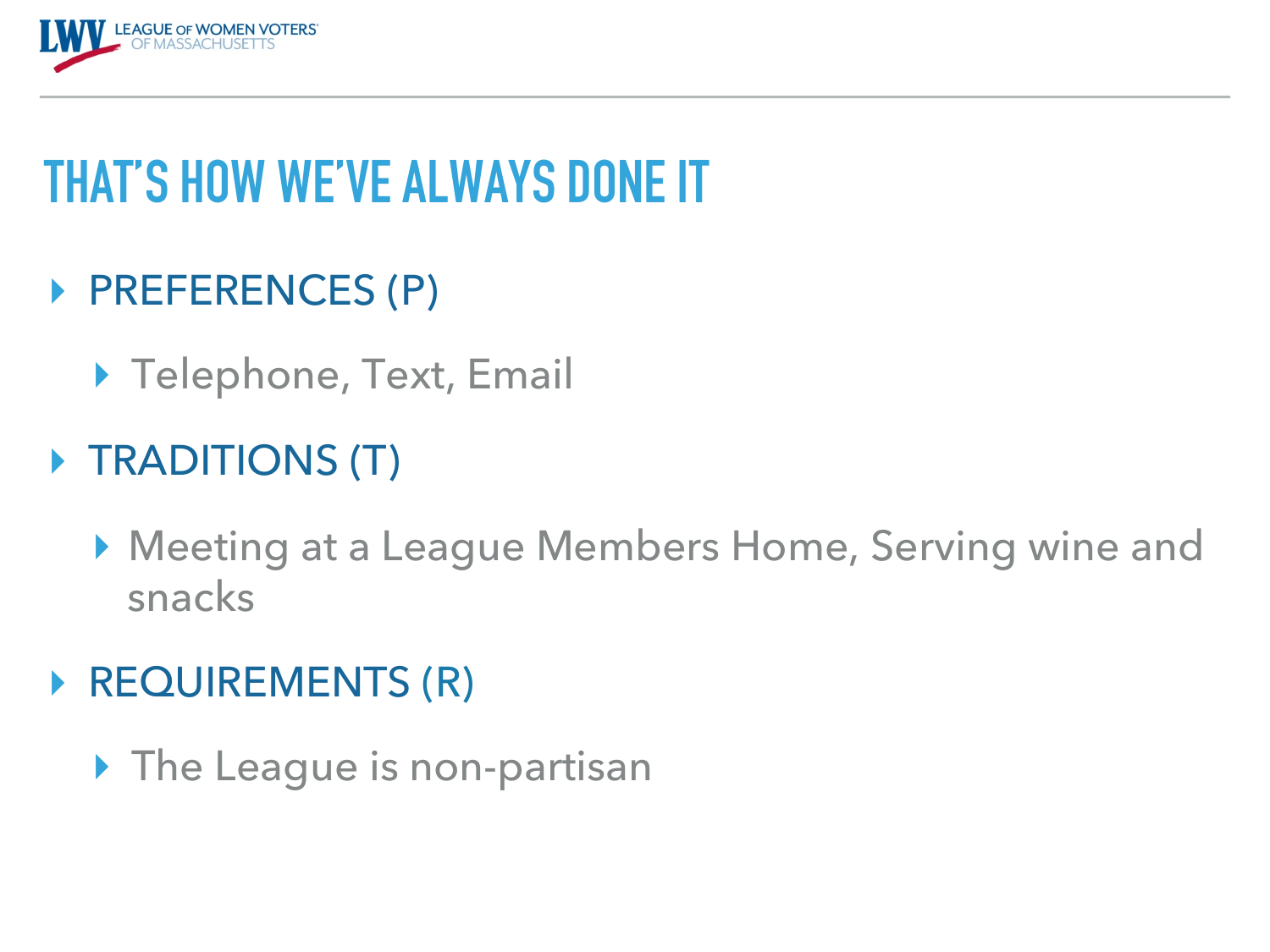# THAT'S HOW WE'VE ALWAYS DONE IT

- PREFERENCES (P)
  - Telephone, Text, Email
- TRADITIONS (T)
  - Meeting at a League Members Home, Serving wine and snacks
- REQUIREMENTS (R)
  - The League is non-partisan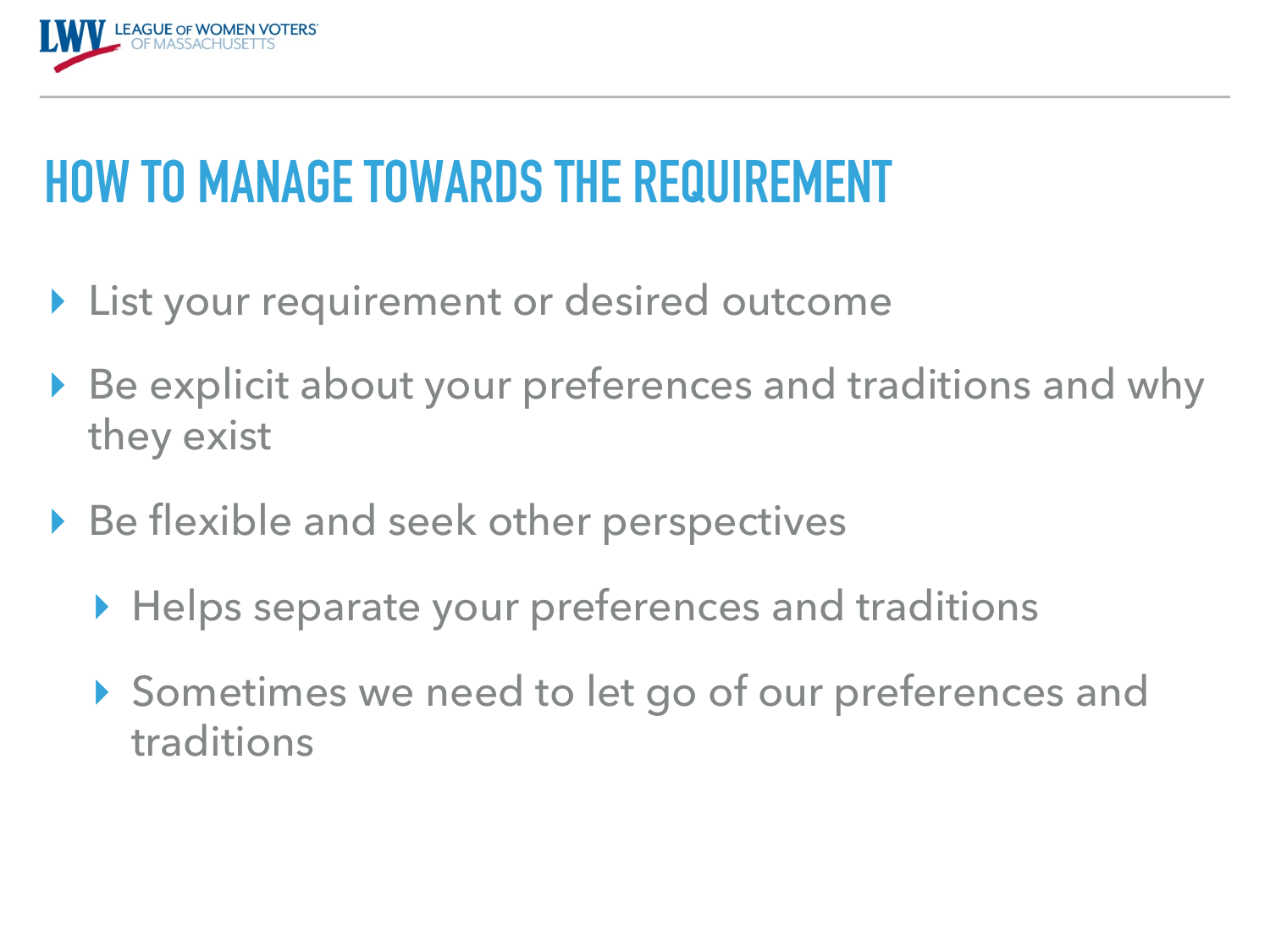# HOW TO MANAGE TOWARDS THE REQUIREMENT

- List your requirement or desired outcome
- Be explicit about your preferences and traditions and why they exist
- Be flexible and seek other perspectives
  - Helps separate your preferences and traditions
  - Sometimes we need to let go of our preferences and traditions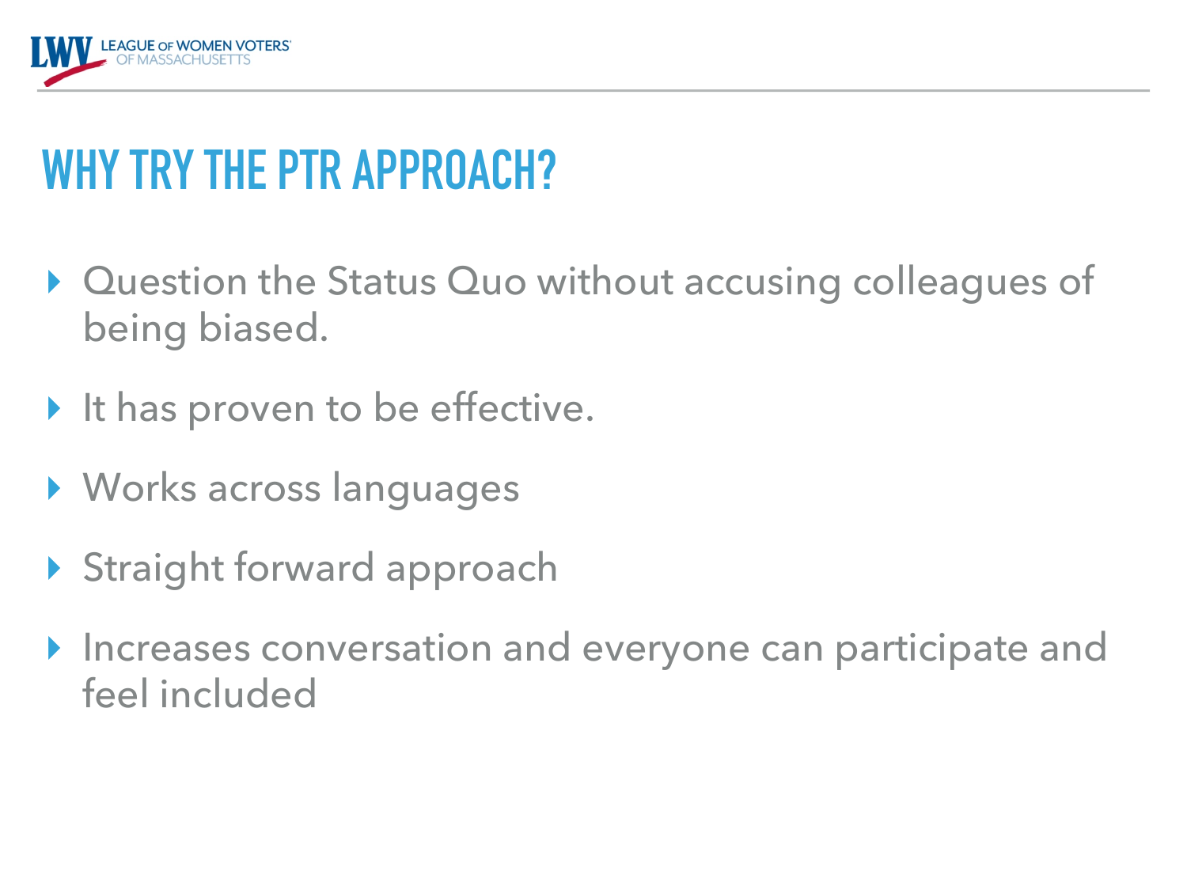# WHY TRY THE PTR APPROACH?

- Question the Status Quo without accusing colleagues of being biased.
- It has proven to be effective.
- Works across languages
- Straight forward approach
- Increases conversation and everyone can participate and feel included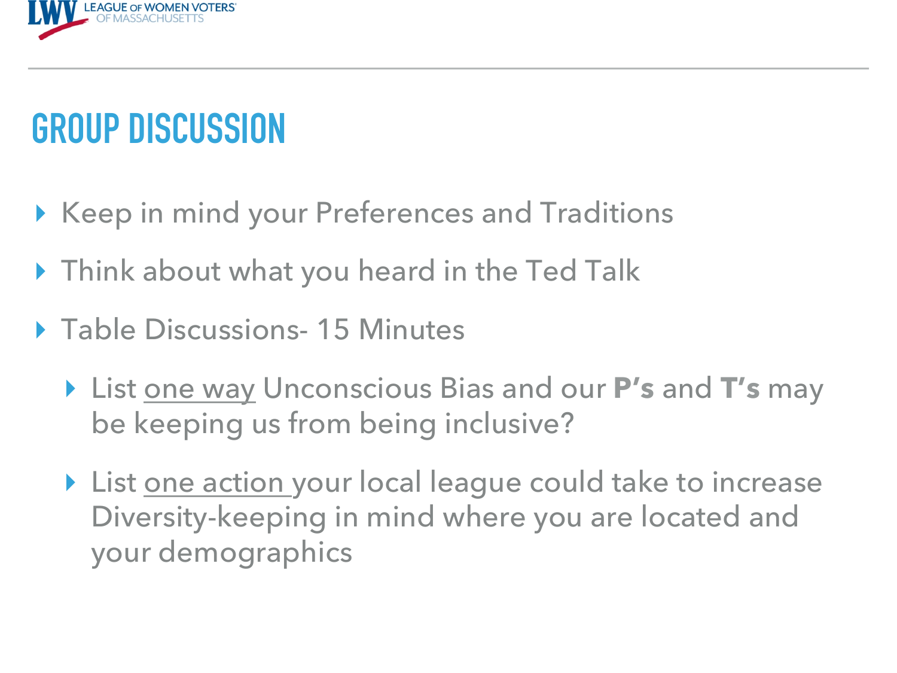# GROUP DISCUSSION

- Keep in mind your Preferences and Traditions
- Think about what you heard in the Ted Talk
- Table Discussions- 15 Minutes
  - List <u>one way</u> Unconscious Bias and our **P's** and **T's** may be keeping us from being inclusive?
  - List <u>one action</u> your local league could take to increase Diversity-keeping in mind where you are located and your demographics